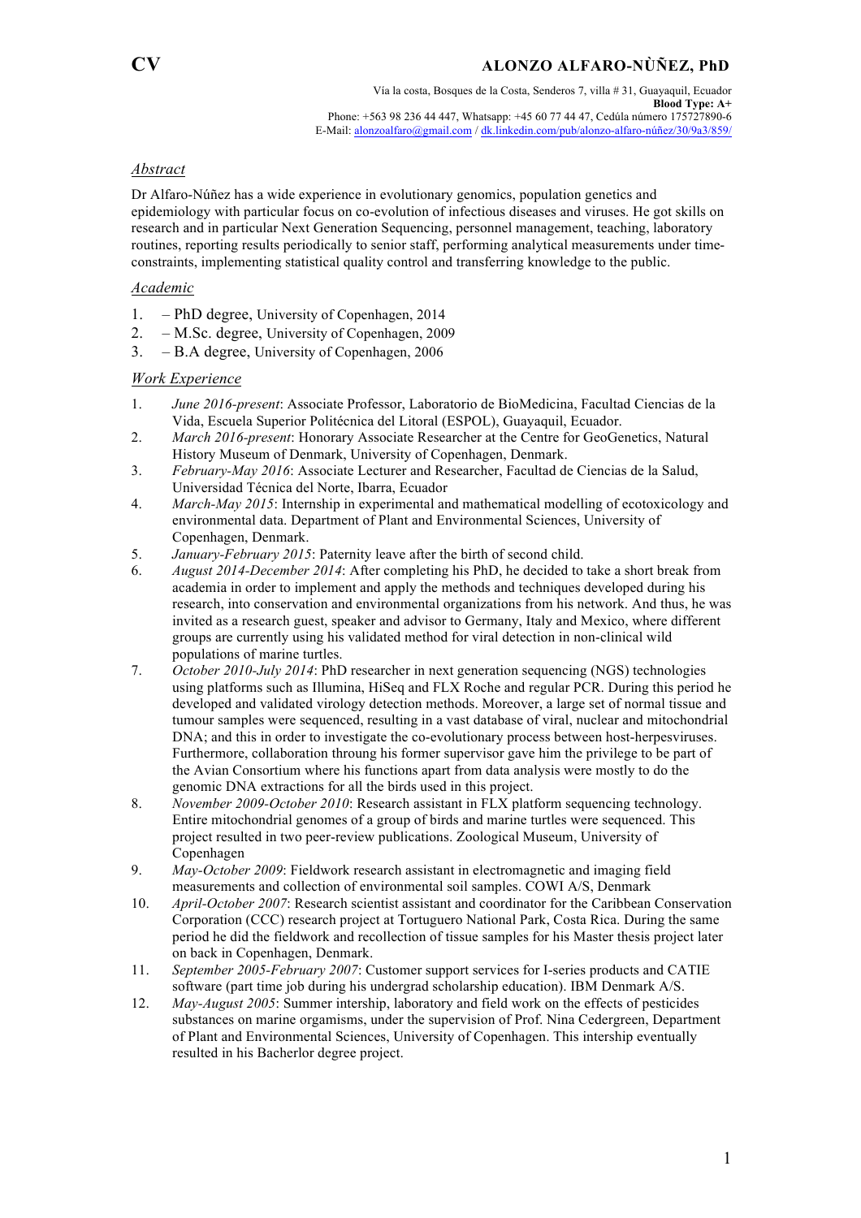# CV

## ALONZO ALFARO-NÙÑEZ, PhD

Vía la costa, Bosques de la Costa, Senderos 7, villa # 31, Guayaquil, Ecuador
**Blood Type: A+**
Phone: +563 98 236 44 447, Whatsapp: +45 60 77 44 47, Cedúla número 175727890-6
E-Mail: alonzoalfaro@gmail.com / dk.linkedin.com/pub/alonzo-alfaro-núñez/30/9a3/859/

### *Abstract*

Dr Alfaro-Núñez has a wide experience in evolutionary genomics, population genetics and epidemiology with particular focus on co-evolution of infectious diseases and viruses. He got skills on research and in particular Next Generation Sequencing, personnel management, teaching, laboratory routines, reporting results periodically to senior staff, performing analytical measurements under time-constraints, implementing statistical quality control and transferring knowledge to the public.

### *Academic*

1. – PhD degree, University of Copenhagen, 2014
2. – M.Sc. degree, University of Copenhagen, 2009
3. – B.A degree, University of Copenhagen, 2006

### *Work Experience*

1. *June 2016-present*: Associate Professor, Laboratorio de BioMedicina, Facultad Ciencias de la Vida, Escuela Superior Politécnica del Litoral (ESPOL), Guayaquil, Ecuador.
2. *March 2016-present*: Honorary Associate Researcher at the Centre for GeoGenetics, Natural History Museum of Denmark, University of Copenhagen, Denmark.
3. *February-May 2016*: Associate Lecturer and Researcher, Facultad de Ciencias de la Salud, Universidad Técnica del Norte, Ibarra, Ecuador
4. *March-May 2015*: Internship in experimental and mathematical modelling of ecotoxicology and environmental data. Department of Plant and Environmental Sciences, University of Copenhagen, Denmark.
5. *January-February 2015*: Paternity leave after the birth of second child.
6. *August 2014-December 2014*: After completing his PhD, he decided to take a short break from academia in order to implement and apply the methods and techniques developed during his research, into conservation and environmental organizations from his network. And thus, he was invited as a research guest, speaker and advisor to Germany, Italy and Mexico, where different groups are currently using his validated method for viral detection in non-clinical wild populations of marine turtles.
7. *October 2010-July 2014*: PhD researcher in next generation sequencing (NGS) technologies using platforms such as Illumina, HiSeq and FLX Roche and regular PCR. During this period he developed and validated virology detection methods. Moreover, a large set of normal tissue and tumour samples were sequenced, resulting in a vast database of viral, nuclear and mitochondrial DNA; and this in order to investigate the co-evolutionary process between host-herpesviruses. Furthermore, collaboration throung his former supervisor gave him the privilege to be part of the Avian Consortium where his functions apart from data analysis were mostly to do the genomic DNA extractions for all the birds used in this project.
8. *November 2009-October 2010*: Research assistant in FLX platform sequencing technology. Entire mitochondrial genomes of a group of birds and marine turtles were sequenced. This project resulted in two peer-review publications. Zoological Museum, University of Copenhagen
9. *May-October 2009*: Fieldwork research assistant in electromagnetic and imaging field measurements and collection of environmental soil samples. COWI A/S, Denmark
10. *April-October 2007*: Research scientist assistant and coordinator for the Caribbean Conservation Corporation (CCC) research project at Tortuguero National Park, Costa Rica. During the same period he did the fieldwork and recollection of tissue samples for his Master thesis project later on back in Copenhagen, Denmark.
11. *September 2005-February 2007*: Customer support services for I-series products and CATIE software (part time job during his undergrad scholarship education). IBM Denmark A/S.
12. *May-August 2005*: Summer intership, laboratory and field work on the effects of pesticides substances on marine orgamisms, under the supervision of Prof. Nina Cedergreen, Department of Plant and Environmental Sciences, University of Copenhagen. This intership eventually resulted in his Bacherlor degree project.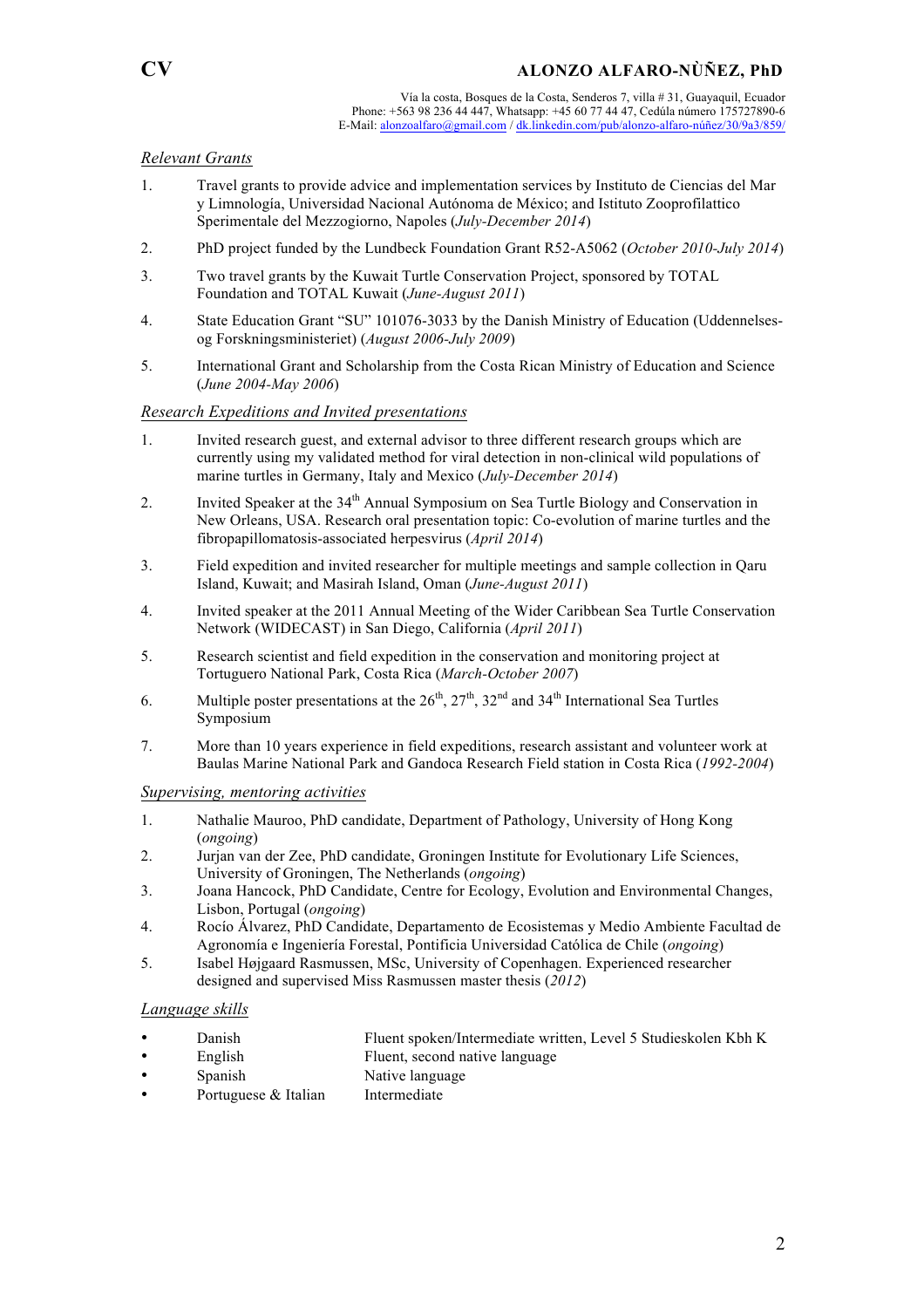# CV

## ALONZO ALFARO-NÙÑEZ, PhD

Vía la costa, Bosques de la Costa, Senderos 7, villa # 31, Guayaquil, Ecuador
Phone: +563 98 236 44 447, Whatsapp: +45 60 77 44 47, Cedúla número 175727890-6
E-Mail: alonzoalfaro@gmail.com / dk.linkedin.com/pub/alonzo-alfaro-núñez/30/9a3/859/

### *Relevant Grants*

1. Travel grants to provide advice and implementation services by Instituto de Ciencias del Mar y Limnología, Universidad Nacional Autónoma de México; and Istituto Zooprofilattico Sperimentale del Mezzogiorno, Napoles (*July-December 2014*)
2. PhD project funded by the Lundbeck Foundation Grant R52-A5062 (*October 2010-July 2014*)
3. Two travel grants by the Kuwait Turtle Conservation Project, sponsored by TOTAL Foundation and TOTAL Kuwait (*June-August 2011*)
4. State Education Grant "SU" 101076-3033 by the Danish Ministry of Education (Uddennelses-og Forskningsministeriet) (*August 2006-July 2009*)
5. International Grant and Scholarship from the Costa Rican Ministry of Education and Science (*June 2004-May 2006*)

### *Research Expeditions and Invited presentations*

1. Invited research guest, and external advisor to three different research groups which are currently using my validated method for viral detection in non-clinical wild populations of marine turtles in Germany, Italy and Mexico (*July-December 2014*)
2. Invited Speaker at the 34th Annual Symposium on Sea Turtle Biology and Conservation in New Orleans, USA. Research oral presentation topic: Co-evolution of marine turtles and the fibropapillomatosis-associated herpesvirus (*April 2014*)
3. Field expedition and invited researcher for multiple meetings and sample collection in Qaru Island, Kuwait; and Masirah Island, Oman (*June-August 2011*)
4. Invited speaker at the 2011 Annual Meeting of the Wider Caribbean Sea Turtle Conservation Network (WIDECAST) in San Diego, California (*April 2011*)
5. Research scientist and field expedition in the conservation and monitoring project at Tortuguero National Park, Costa Rica (*March-October 2007*)
6. Multiple poster presentations at the 26th, 27th, 32nd and 34th International Sea Turtles Symposium
7. More than 10 years experience in field expeditions, research assistant and volunteer work at Baulas Marine National Park and Gandoca Research Field station in Costa Rica (*1992-2004*)

### *Supervising, mentoring activities*

1. Nathalie Mauroo, PhD candidate, Department of Pathology, University of Hong Kong (*ongoing*)
2. Jurjan van der Zee, PhD candidate, Groningen Institute for Evolutionary Life Sciences, University of Groningen, The Netherlands (*ongoing*)
3. Joana Hancock, PhD Candidate, Centre for Ecology, Evolution and Environmental Changes, Lisbon, Portugal (*ongoing*)
4. Rocío Álvarez, PhD Candidate, Departamento de Ecosistemas y Medio Ambiente Facultad de Agronomía e Ingeniería Forestal, Pontificia Universidad Católica de Chile (*ongoing*)
5. Isabel Højgaard Rasmussen, MSc, University of Copenhagen. Experienced researcher designed and supervised Miss Rasmussen master thesis (*2012*)

### *Language skills*

- Danish — Fluent spoken/Intermediate written, Level 5 Studieskolen Kbh K
- English — Fluent, second native language
- Spanish — Native language
- Portuguese & Italian — Intermediate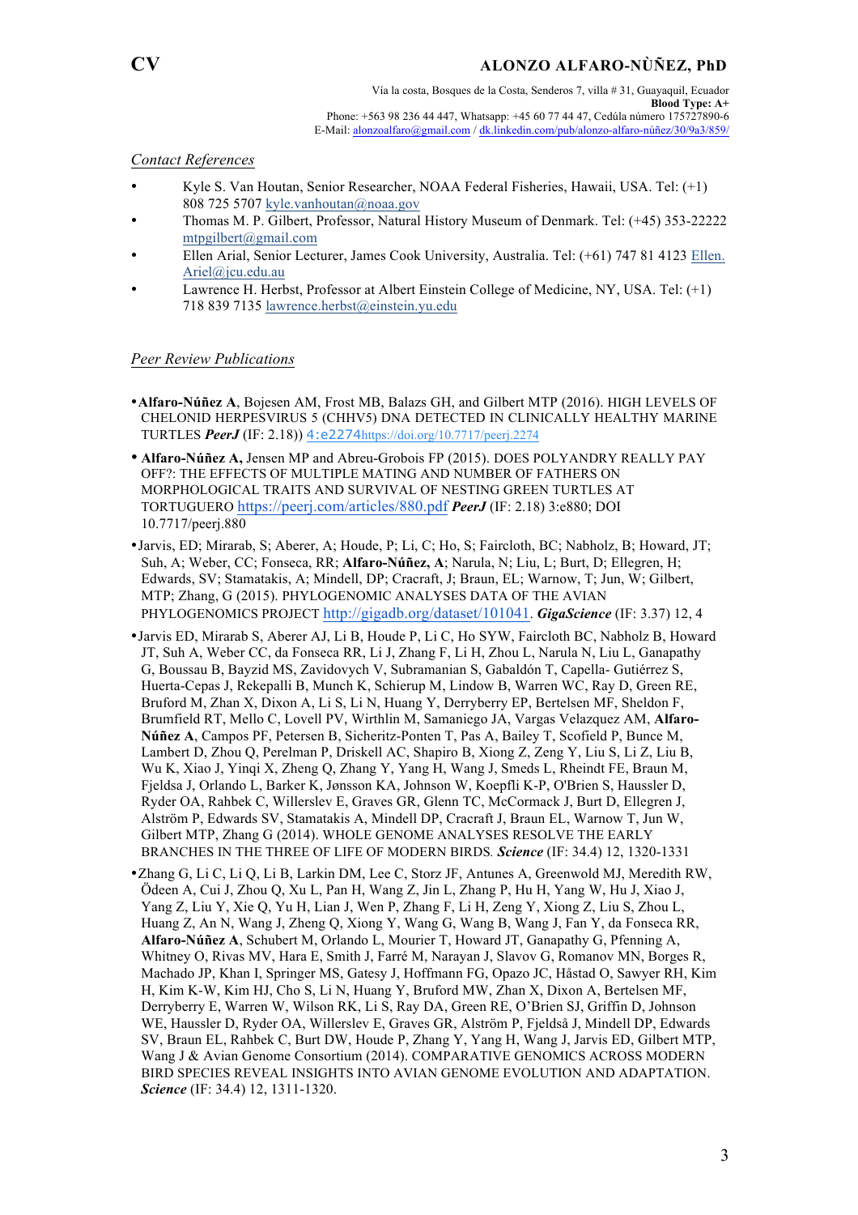# CV

## ALONZO ALFARO-NÙÑEZ, PhD

Vía la costa, Bosques de la Costa, Senderos 7, villa # 31, Guayaquil, Ecuador
**Blood Type: A+**
Phone: +563 98 236 44 447, Whatsapp: +45 60 77 44 47, Cedúla número 175727890-6
E-Mail: alonzoalfaro@gmail.com / dk.linkedin.com/pub/alonzo-alfaro-núñez/30/9a3/859/

### *Contact References*

- Kyle S. Van Houtan, Senior Researcher, NOAA Federal Fisheries, Hawaii, USA. Tel: (+1) 808 725 5707 kyle.vanhoutan@noaa.gov
- Thomas M. P. Gilbert, Professor, Natural History Museum of Denmark. Tel: (+45) 353-22222 mtpgilbert@gmail.com
- Ellen Arial, Senior Lecturer, James Cook University, Australia. Tel: (+61) 747 81 4123 Ellen.Ariel@jcu.edu.au
- Lawrence H. Herbst, Professor at Albert Einstein College of Medicine, NY, USA. Tel: (+1) 718 839 7135 lawrence.herbst@einstein.yu.edu

### *Peer Review Publications*

- **Alfaro-Núñez A**, Bojesen AM, Frost MB, Balazs GH, and Gilbert MTP (2016). HIGH LEVELS OF CHELONID HERPESVIRUS 5 (CHHV5) DNA DETECTED IN CLINICALLY HEALTHY MARINE TURTLES ***PeerJ*** (IF: 2.18)) 4:e2274https://doi.org/10.7717/peerj.2274
- **Alfaro-Núñez A,** Jensen MP and Abreu-Grobois FP (2015). DOES POLYANDRY REALLY PAY OFF?: THE EFFECTS OF MULTIPLE MATING AND NUMBER OF FATHERS ON MORPHOLOGICAL TRAITS AND SURVIVAL OF NESTING GREEN TURTLES AT TORTUGUERO https://peerj.com/articles/880.pdf ***PeerJ*** (IF: 2.18) 3:e880; DOI 10.7717/peerj.880
- Jarvis, ED; Mirarab, S; Aberer, A; Houde, P; Li, C; Ho, S; Faircloth, BC; Nabholz, B; Howard, JT; Suh, A; Weber, CC; Fonseca, RR; **Alfaro-Núñez, A**; Narula, N; Liu, L; Burt, D; Ellegren, H; Edwards, SV; Stamatakis, A; Mindell, DP; Cracraft, J; Braun, EL; Warnow, T; Jun, W; Gilbert, MTP; Zhang, G (2015). PHYLOGENOMIC ANALYSES DATA OF THE AVIAN PHYLOGENOMICS PROJECT http://gigadb.org/dataset/101041. ***GigaScience*** (IF: 3.37) 12, 4
- Jarvis ED, Mirarab S, Aberer AJ, Li B, Houde P, Li C, Ho SYW, Faircloth BC, Nabholz B, Howard JT, Suh A, Weber CC, da Fonseca RR, Li J, Zhang F, Li H, Zhou L, Narula N, Liu L, Ganapathy G, Boussau B, Bayzid MS, Zavidovych V, Subramanian S, Gabaldón T, Capella- Gutiérrez S, Huerta-Cepas J, Rekepalli B, Munch K, Schierup M, Lindow B, Warren WC, Ray D, Green RE, Bruford M, Zhan X, Dixon A, Li S, Li N, Huang Y, Derryberry EP, Bertelsen MF, Sheldon F, Brumfield RT, Mello C, Lovell PV, Wirthlin M, Samaniego JA, Vargas Velazquez AM, **Alfaro-Núñez A**, Campos PF, Petersen B, Sicheritz-Ponten T, Pas A, Bailey T, Scofield P, Bunce M, Lambert D, Zhou Q, Perelman P, Driskell AC, Shapiro B, Xiong Z, Zeng Y, Liu S, Li Z, Liu B, Wu K, Xiao J, Yinqi X, Zheng Q, Zhang Y, Yang H, Wang J, Smeds L, Rheindt FE, Braun M, Fjeldsa J, Orlando L, Barker K, Jønsson KA, Johnson W, Koepfli K-P, O'Brien S, Haussler D, Ryder OA, Rahbek C, Willerslev E, Graves GR, Glenn TC, McCormack J, Burt D, Ellegren J, Alström P, Edwards SV, Stamatakis A, Mindell DP, Cracraft J, Braun EL, Warnow T, Jun W, Gilbert MTP, Zhang G (2014). WHOLE GENOME ANALYSES RESOLVE THE EARLY BRANCHES IN THE THREE OF LIFE OF MODERN BIRDS. ***Science*** (IF: 34.4) 12, 1320-1331
- Zhang G, Li C, Li Q, Li B, Larkin DM, Lee C, Storz JF, Antunes A, Greenwold MJ, Meredith RW, Ödeen A, Cui J, Zhou Q, Xu L, Pan H, Wang Z, Jin L, Zhang P, Hu H, Yang W, Hu J, Xiao J, Yang Z, Liu Y, Xie Q, Yu H, Lian J, Wen P, Zhang F, Li H, Zeng Y, Xiong Z, Liu S, Zhou L, Huang Z, An N, Wang J, Zheng Q, Xiong Y, Wang G, Wang B, Wang J, Fan Y, da Fonseca RR, **Alfaro-Núñez A**, Schubert M, Orlando L, Mourier T, Howard JT, Ganapathy G, Pfenning A, Whitney O, Rivas MV, Hara E, Smith J, Farré M, Narayan J, Slavov G, Romanov MN, Borges R, Machado JP, Khan I, Springer MS, Gatesy J, Hoffmann FG, Opazo JC, Håstad O, Sawyer RH, Kim H, Kim K-W, Kim HJ, Cho S, Li N, Huang Y, Bruford MW, Zhan X, Dixon A, Bertelsen MF, Derryberry E, Warren W, Wilson RK, Li S, Ray DA, Green RE, O'Brien SJ, Griffin D, Johnson WE, Haussler D, Ryder OA, Willerslev E, Graves GR, Alström P, Fjeldså J, Mindell DP, Edwards SV, Braun EL, Rahbek C, Burt DW, Houde P, Zhang Y, Yang H, Wang J, Jarvis ED, Gilbert MTP, Wang J & Avian Genome Consortium (2014). COMPARATIVE GENOMICS ACROSS MODERN BIRD SPECIES REVEAL INSIGHTS INTO AVIAN GENOME EVOLUTION AND ADAPTATION. ***Science*** (IF: 34.4) 12, 1311-1320.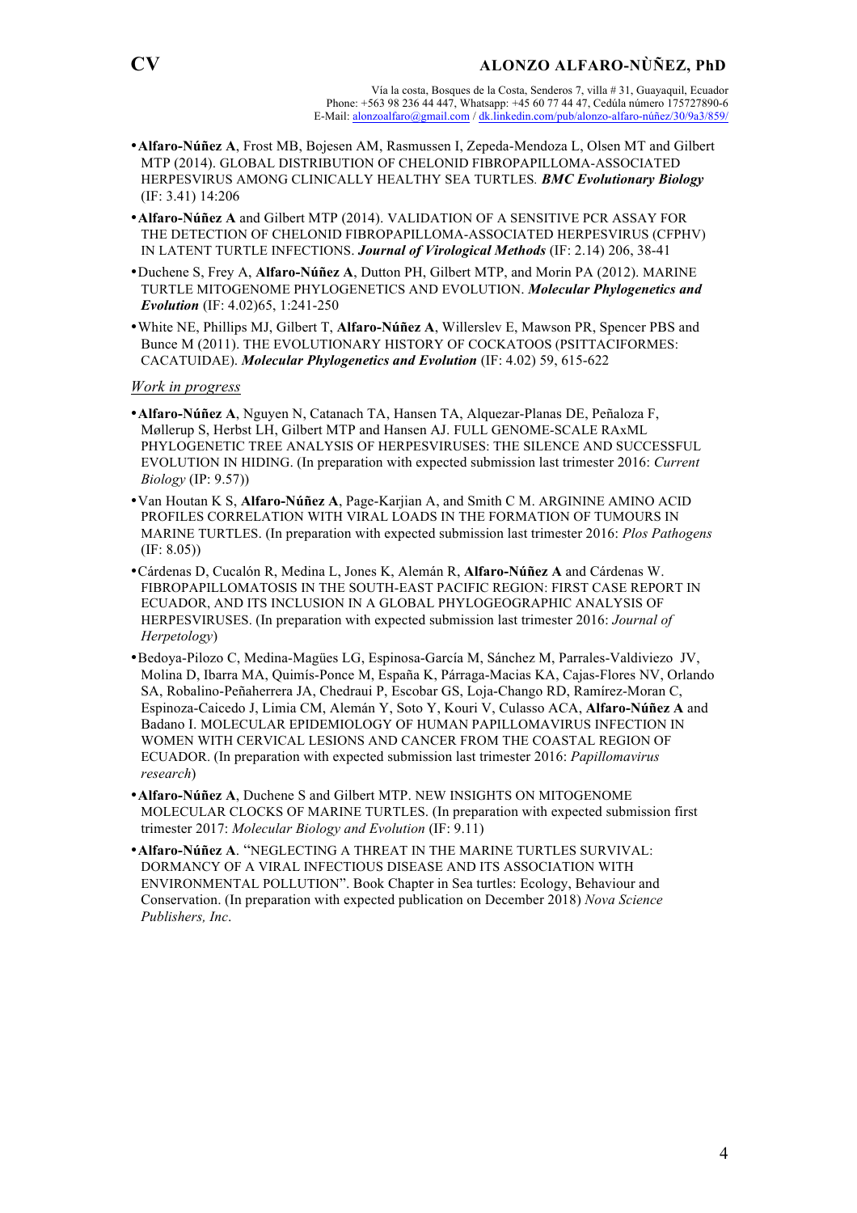- **Alfaro-Núñez A**, Frost MB, Bojesen AM, Rasmussen I, Zepeda-Mendoza L, Olsen MT and Gilbert MTP (2014). GLOBAL DISTRIBUTION OF CHELONID FIBROPAPILLOMA-ASSOCIATED HERPESVIRUS AMONG CLINICALLY HEALTHY SEA TURTLES. ***BMC Evolutionary Biology*** (IF: 3.41) 14:206
- **Alfaro-Núñez A** and Gilbert MTP (2014). VALIDATION OF A SENSITIVE PCR ASSAY FOR THE DETECTION OF CHELONID FIBROPAPILLOMA-ASSOCIATED HERPESVIRUS (CFPHV) IN LATENT TURTLE INFECTIONS. ***Journal of Virological Methods*** (IF: 2.14) 206, 38-41
- Duchene S, Frey A, **Alfaro-Núñez A**, Dutton PH, Gilbert MTP, and Morin PA (2012). MARINE TURTLE MITOGENOME PHYLOGENETICS AND EVOLUTION. ***Molecular Phylogenetics and Evolution*** (IF: 4.02)65, 1:241-250
- White NE, Phillips MJ, Gilbert T, **Alfaro-Núñez A**, Willerslev E, Mawson PR, Spencer PBS and Bunce M (2011). THE EVOLUTIONARY HISTORY OF COCKATOOS (PSITTACIFORMES: CACATUIDAE). ***Molecular Phylogenetics and Evolution*** (IF: 4.02) 59, 615-622

*Work in progress*

- **Alfaro-Núñez A**, Nguyen N, Catanach TA, Hansen TA, Alquezar-Planas DE, Peñaloza F, Møllerup S, Herbst LH, Gilbert MTP and Hansen AJ. FULL GENOME-SCALE RAxML PHYLOGENETIC TREE ANALYSIS OF HERPESVIRUSES: THE SILENCE AND SUCCESSFUL EVOLUTION IN HIDING. (In preparation with expected submission last trimester 2016: *Current Biology* (IP: 9.57))
- Van Houtan K S, **Alfaro-Núñez A**, Page-Karjian A, and Smith C M. ARGININE AMINO ACID PROFILES CORRELATION WITH VIRAL LOADS IN THE FORMATION OF TUMOURS IN MARINE TURTLES. (In preparation with expected submission last trimester 2016: *Plos Pathogens* (IF: 8.05))
- Cárdenas D, Cucalón R, Medina L, Jones K, Alemán R, **Alfaro-Núñez A** and Cárdenas W. FIBROPAPILLOMATOSIS IN THE SOUTH-EAST PACIFIC REGION: FIRST CASE REPORT IN ECUADOR, AND ITS INCLUSION IN A GLOBAL PHYLOGEOGRAPHIC ANALYSIS OF HERPESVIRUSES. (In preparation with expected submission last trimester 2016: *Journal of Herpetology*)
- Bedoya-Pilozo C, Medina-Magües LG, Espinosa-García M, Sánchez M, Parrales-Valdiviezo JV, Molina D, Ibarra MA, Quimís-Ponce M, España K, Párraga-Macias KA, Cajas-Flores NV, Orlando SA, Robalino-Peñaherrera JA, Chedraui P, Escobar GS, Loja-Chango RD, Ramírez-Moran C, Espinoza-Caicedo J, Limia CM, Alemán Y, Soto Y, Kouri V, Culasso ACA, **Alfaro-Núñez A** and Badano I. MOLECULAR EPIDEMIOLOGY OF HUMAN PAPILLOMAVIRUS INFECTION IN WOMEN WITH CERVICAL LESIONS AND CANCER FROM THE COASTAL REGION OF ECUADOR. (In preparation with expected submission last trimester 2016: *Papillomavirus research*)
- **Alfaro-Núñez A**, Duchene S and Gilbert MTP. NEW INSIGHTS ON MITOGENOME MOLECULAR CLOCKS OF MARINE TURTLES. (In preparation with expected submission first trimester 2017: *Molecular Biology and Evolution* (IF: 9.11)
- **Alfaro-Núñez A**. "NEGLECTING A THREAT IN THE MARINE TURTLES SURVIVAL: DORMANCY OF A VIRAL INFECTIOUS DISEASE AND ITS ASSOCIATION WITH ENVIRONMENTAL POLLUTION". Book Chapter in Sea turtles: Ecology, Behaviour and Conservation. (In preparation with expected publication on December 2018) *Nova Science Publishers, Inc*.